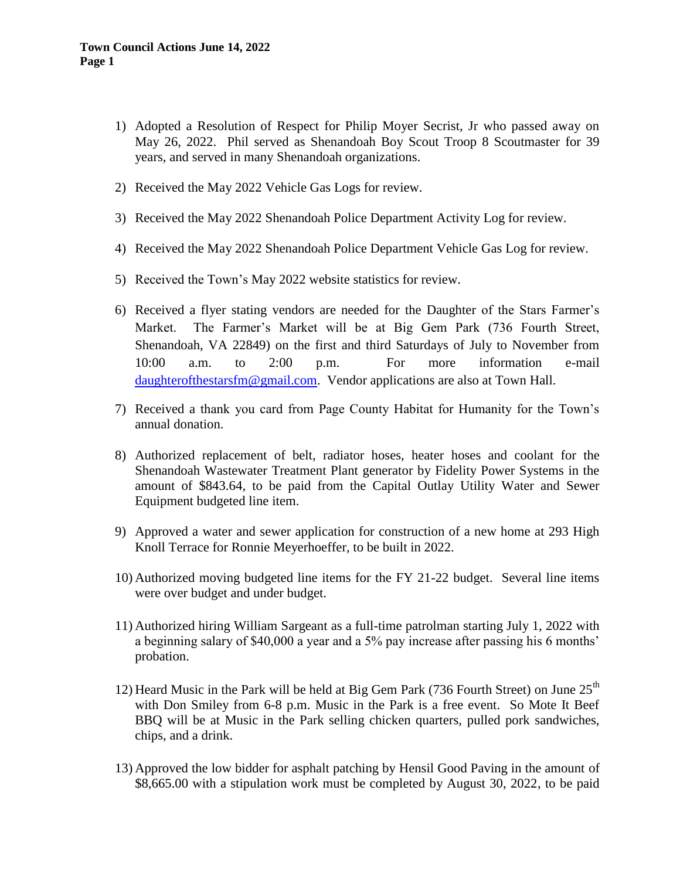**Town Council Actions June 14, 2022**

1) Adopted a Resolution of Respect for Philip Moyer Secrist, Jr who passed away on May 26, 2022. Phil served as Shenandoah Boy Scout Troop 8 Scoutmaster for 39 years, and served in many Shenandoah organizations.

2) Received the May 2022 Vehicle Gas Logs for review.

3) Received the May 2022 Shenandoah Police Department Activity Log for review.

4) Received the May 2022 Shenandoah Police Department Vehicle Gas Log for review.

5) Received the Town's May 2022 website statistics for review.

6) Received a flyer stating vendors are needed for the Daughter of the Stars Farmer's Market. The Farmer's Market will be at Big Gem Park (736 Fourth Street, Shenandoah, VA 22849) on the first and third Saturdays of July to November from 10:00 a.m. to 2:00 p.m. For more information e-mail daughterofthestarsfm@gmail.com. Vendor applications are also at Town Hall.

7) Received a thank you card from Page County Habitat for Humanity for the Town's annual donation.

8) Authorized replacement of belt, radiator hoses, heater hoses and coolant for the Shenandoah Wastewater Treatment Plant generator by Fidelity Power Systems in the amount of $843.64, to be paid from the Capital Outlay Utility Water and Sewer Equipment budgeted line item.

9) Approved a water and sewer application for construction of a new home at 293 High Knoll Terrace for Ronnie Meyerhoeffer, to be built in 2022.

10) Authorized moving budgeted line items for the FY 21-22 budget. Several line items were over budget and under budget.

11) Authorized hiring William Sargeant as a full-time patrolman starting July 1, 2022 with a beginning salary of $40,000 a year and a 5% pay increase after passing his 6 months' probation.

12) Heard Music in the Park will be held at Big Gem Park (736 Fourth Street) on June 25th with Don Smiley from 6-8 p.m. Music in the Park is a free event. So Mote It Beef BBQ will be at Music in the Park selling chicken quarters, pulled pork sandwiches, chips, and a drink.

13) Approved the low bidder for asphalt patching by Hensil Good Paving in the amount of $8,665.00 with a stipulation work must be completed by August 30, 2022, to be paid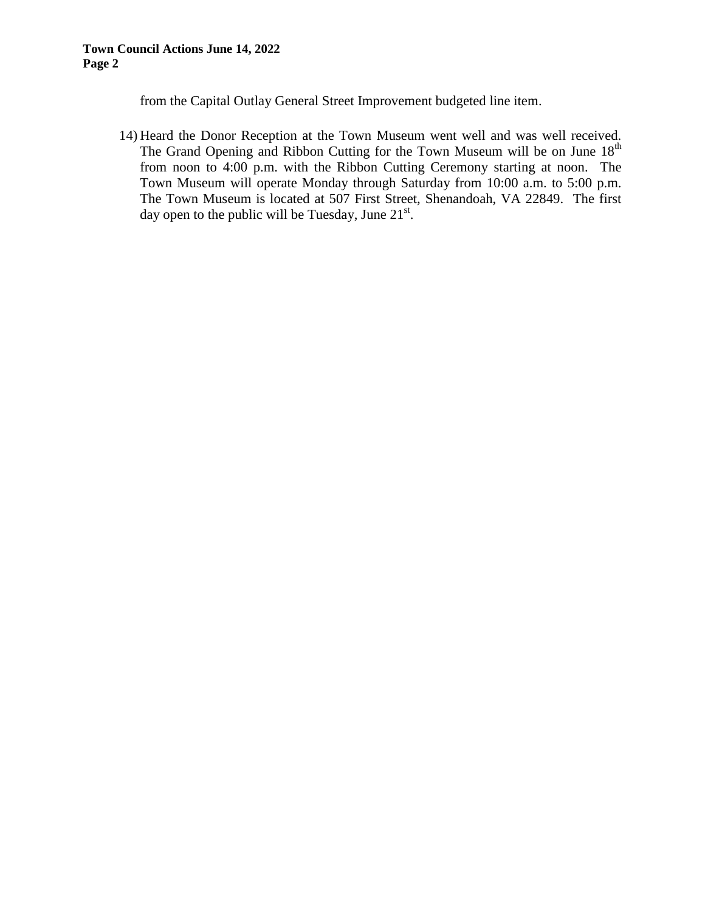from the Capital Outlay General Street Improvement budgeted line item.

14) Heard the Donor Reception at the Town Museum went well and was well received. The Grand Opening and Ribbon Cutting for the Town Museum will be on June 18th from noon to 4:00 p.m. with the Ribbon Cutting Ceremony starting at noon. The Town Museum will operate Monday through Saturday from 10:00 a.m. to 5:00 p.m. The Town Museum is located at 507 First Street, Shenandoah, VA 22849. The first day open to the public will be Tuesday, June 21st.